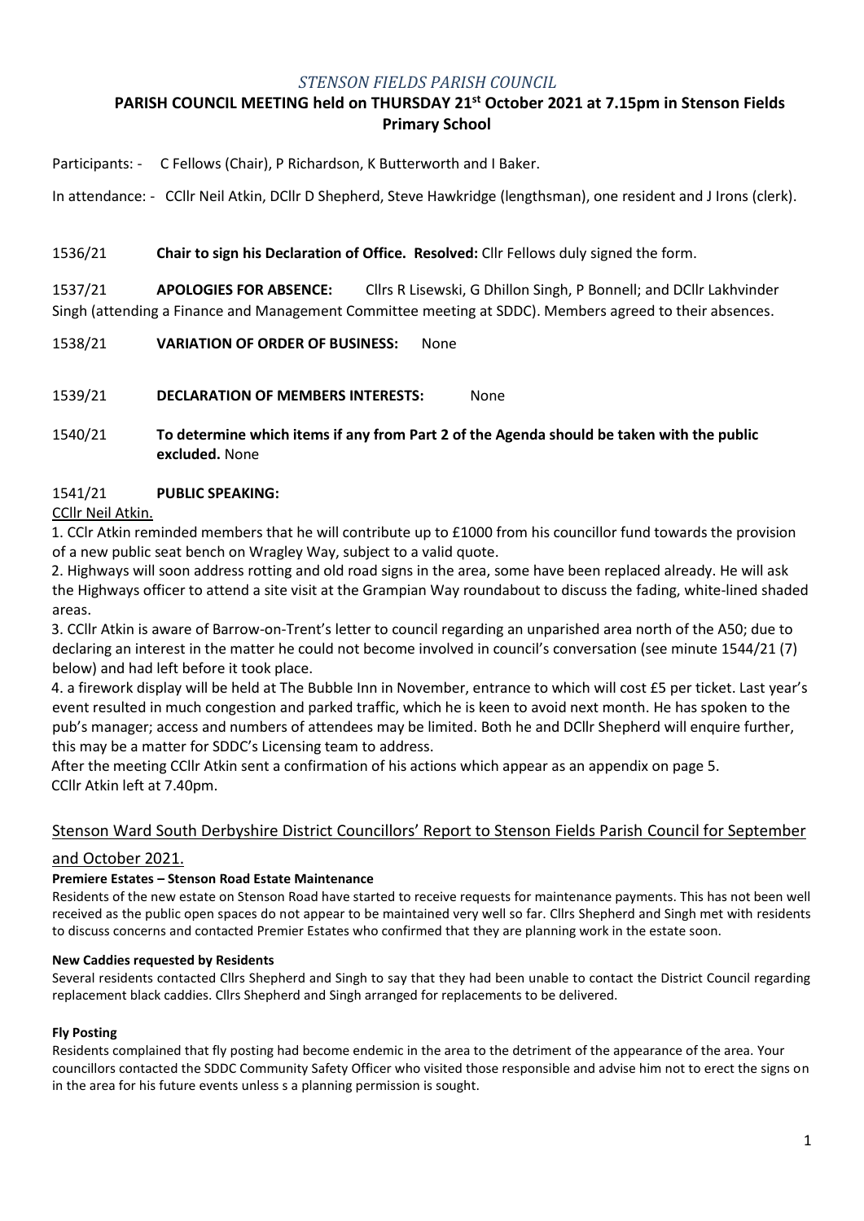*STENSON FIELDS PARISH COUNCIL*

**PARISH COUNCIL MEETING held on THURSDAY 21st October 2021 at 7.15pm in Stenson Fields Primary School**

Participants: - C Fellows (Chair), P Richardson, K Butterworth and I Baker.

In attendance: - CCllr Neil Atkin, DCllr D Shepherd, Steve Hawkridge (lengthsman), one resident and J Irons (clerk).

1536/21 **Chair to sign his Declaration of Office. Resolved:** Cllr Fellows duly signed the form.

1537/21 **APOLOGIES FOR ABSENCE:** Cllrs R Lisewski, G Dhillon Singh, P Bonnell; and DCllr Lakhvinder Singh (attending a Finance and Management Committee meeting at SDDC). Members agreed to their absences.

1538/21 **VARIATION OF ORDER OF BUSINESS:** None

1539/21 **DECLARATION OF MEMBERS INTERESTS:** None

1540/21 **To determine which items if any from Part 2 of the Agenda should be taken with the public excluded.** None

1541/21 **PUBLIC SPEAKING:**

CCllr Neil Atkin.

1. CCllr Atkin reminded members that he will contribute up to £1000 from his councillor fund towards the provision of a new public seat bench on Wragley Way, subject to a valid quote.
2. Highways will soon address rotting and old road signs in the area, some have been replaced already. He will ask the Highways officer to attend a site visit at the Grampian Way roundabout to discuss the fading, white-lined shaded areas.
3. CCllr Atkin is aware of Barrow-on-Trent's letter to council regarding an unparished area north of the A50; due to declaring an interest in the matter he could not become involved in council's conversation (see minute 1544/21 (7) below) and had left before it took place.
4. a firework display will be held at The Bubble Inn in November, entrance to which will cost £5 per ticket. Last year's event resulted in much congestion and parked traffic, which he is keen to avoid next month. He has spoken to the pub's manager; access and numbers of attendees may be limited. Both he and DCllr Shepherd will enquire further, this may be a matter for SDDC's Licensing team to address.

After the meeting CCllr Atkin sent a confirmation of his actions which appear as an appendix on page 5.
CCllr Atkin left at 7.40pm.

## Stenson Ward South Derbyshire District Councillors' Report to Stenson Fields Parish Council for September and October 2021.

**Premiere Estates – Stenson Road Estate Maintenance**

Residents of the new estate on Stenson Road have started to receive requests for maintenance payments. This has not been well received as the public open spaces do not appear to be maintained very well so far. Cllrs Shepherd and Singh met with residents to discuss concerns and contacted Premier Estates who confirmed that they are planning work in the estate soon.

**New Caddies requested by Residents**

Several residents contacted Cllrs Shepherd and Singh to say that they had been unable to contact the District Council regarding replacement black caddies. Cllrs Shepherd and Singh arranged for replacements to be delivered.

**Fly Posting**

Residents complained that fly posting had become endemic in the area to the detriment of the appearance of the area. Your councillors contacted the SDDC Community Safety Officer who visited those responsible and advise him not to erect the signs on in the area for his future events unless s a planning permission is sought.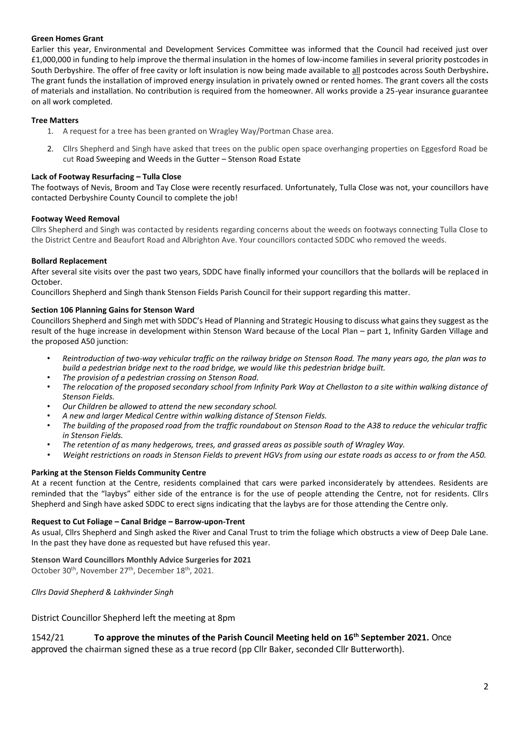**Green Homes Grant**

Earlier this year, Environmental and Development Services Committee was informed that the Council had received just over £1,000,000 in funding to help improve the thermal insulation in the homes of low-income families in several priority postcodes in South Derbyshire. The offer of free cavity or loft insulation is now being made available to all postcodes across South Derbyshire**.** The grant funds the installation of improved energy insulation in privately owned or rented homes. The grant covers all the costs of materials and installation. No contribution is required from the homeowner. All works provide a 25-year insurance guarantee on all work completed.

**Tree Matters**

1. A request for a tree has been granted on Wragley Way/Portman Chase area.
2. Cllrs Shepherd and Singh have asked that trees on the public open space overhanging properties on Eggesford Road be cut Road Sweeping and Weeds in the Gutter – Stenson Road Estate

**Lack of Footway Resurfacing – Tulla Close**

The footways of Nevis, Broom and Tay Close were recently resurfaced. Unfortunately, Tulla Close was not, your councillors have contacted Derbyshire County Council to complete the job!

**Footway Weed Removal**

Cllrs Shepherd and Singh was contacted by residents regarding concerns about the weeds on footways connecting Tulla Close to the District Centre and Beaufort Road and Albrighton Ave. Your councillors contacted SDDC who removed the weeds.

**Bollard Replacement**

After several site visits over the past two years, SDDC have finally informed your councillors that the bollards will be replaced in October.

Councillors Shepherd and Singh thank Stenson Fields Parish Council for their support regarding this matter.

**Section 106 Planning Gains for Stenson Ward**

Councillors Shepherd and Singh met with SDDC's Head of Planning and Strategic Housing to discuss what gains they suggest as the result of the huge increase in development within Stenson Ward because of the Local Plan – part 1, Infinity Garden Village and the proposed A50 junction:

- *Reintroduction of two-way vehicular traffic on the railway bridge on Stenson Road. The many years ago, the plan was to build a pedestrian bridge next to the road bridge, we would like this pedestrian bridge built.*
- *The provision of a pedestrian crossing on Stenson Road.*
- *The relocation of the proposed secondary school from Infinity Park Way at Chellaston to a site within walking distance of Stenson Fields.*
- *Our Children be allowed to attend the new secondary school.*
- *A new and larger Medical Centre within walking distance of Stenson Fields.*
- *The building of the proposed road from the traffic roundabout on Stenson Road to the A38 to reduce the vehicular traffic in Stenson Fields.*
- *The retention of as many hedgerows, trees, and grassed areas as possible south of Wragley Way.*
- *Weight restrictions on roads in Stenson Fields to prevent HGVs from using our estate roads as access to or from the A50.*

**Parking at the Stenson Fields Community Centre**

At a recent function at the Centre, residents complained that cars were parked inconsiderately by attendees. Residents are reminded that the "laybys" either side of the entrance is for the use of people attending the Centre, not for residents. Cllrs Shepherd and Singh have asked SDDC to erect signs indicating that the laybys are for those attending the Centre only.

**Request to Cut Foliage – Canal Bridge – Barrow-upon-Trent**

As usual, Cllrs Shepherd and Singh asked the River and Canal Trust to trim the foliage which obstructs a view of Deep Dale Lane. In the past they have done as requested but have refused this year.

**Stenson Ward Councillors Monthly Advice Surgeries for 2021**

October 30th, November 27th, December 18th, 2021.

*Cllrs David Shepherd & Lakhvinder Singh*

District Councillor Shepherd left the meeting at 8pm

1542/21 **To approve the minutes of the Parish Council Meeting held on 16th September 2021.** Once approved the chairman signed these as a true record (pp Cllr Baker, seconded Cllr Butterworth).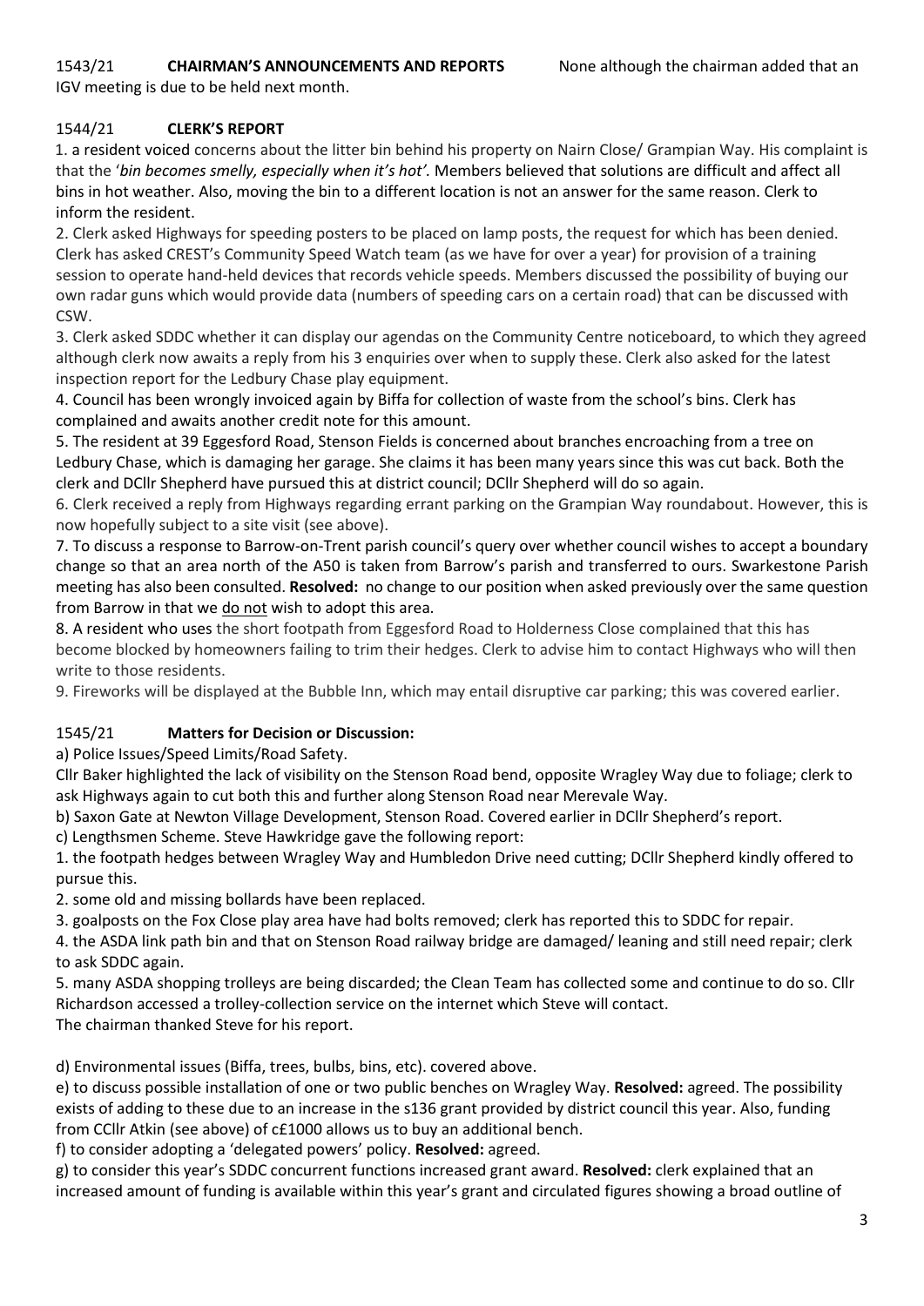**1543/21 CHAIRMAN'S ANNOUNCEMENTS AND REPORTS** None although the chairman added that an IGV meeting is due to be held next month.

**1544/21 CLERK'S REPORT**

1. a resident voiced concerns about the litter bin behind his property on Nairn Close/ Grampian Way. His complaint is that the '*bin becomes smelly, especially when it's hot'.* Members believed that solutions are difficult and affect all bins in hot weather. Also, moving the bin to a different location is not an answer for the same reason. Clerk to inform the resident.

2. Clerk asked Highways for speeding posters to be placed on lamp posts, the request for which has been denied. Clerk has asked CREST's Community Speed Watch team (as we have for over a year) for provision of a training session to operate hand-held devices that records vehicle speeds. Members discussed the possibility of buying our own radar guns which would provide data (numbers of speeding cars on a certain road) that can be discussed with CSW.

3. Clerk asked SDDC whether it can display our agendas on the Community Centre noticeboard, to which they agreed although clerk now awaits a reply from his 3 enquiries over when to supply these. Clerk also asked for the latest inspection report for the Ledbury Chase play equipment.

4. Council has been wrongly invoiced again by Biffa for collection of waste from the school's bins. Clerk has complained and awaits another credit note for this amount.

5. The resident at 39 Eggesford Road, Stenson Fields is concerned about branches encroaching from a tree on Ledbury Chase, which is damaging her garage. She claims it has been many years since this was cut back. Both the clerk and DCllr Shepherd have pursued this at district council; DCllr Shepherd will do so again.

6. Clerk received a reply from Highways regarding errant parking on the Grampian Way roundabout. However, this is now hopefully subject to a site visit (see above).

7. To discuss a response to Barrow-on-Trent parish council's query over whether council wishes to accept a boundary change so that an area north of the A50 is taken from Barrow's parish and transferred to ours. Swarkestone Parish meeting has also been consulted. **Resolved:** no change to our position when asked previously over the same question from Barrow in that we do not wish to adopt this area.

8. A resident who uses the short footpath from Eggesford Road to Holderness Close complained that this has become blocked by homeowners failing to trim their hedges. Clerk to advise him to contact Highways who will then write to those residents.

9. Fireworks will be displayed at the Bubble Inn, which may entail disruptive car parking; this was covered earlier.

**1545/21 Matters for Decision or Discussion:**

a) Police Issues/Speed Limits/Road Safety.

Cllr Baker highlighted the lack of visibility on the Stenson Road bend, opposite Wragley Way due to foliage; clerk to ask Highways again to cut both this and further along Stenson Road near Merevale Way.

b) Saxon Gate at Newton Village Development, Stenson Road. Covered earlier in DCllr Shepherd's report.

c) Lengthsmen Scheme. Steve Hawkridge gave the following report:

1. the footpath hedges between Wragley Way and Humbledon Drive need cutting; DCllr Shepherd kindly offered to pursue this.
2. some old and missing bollards have been replaced.
3. goalposts on the Fox Close play area have had bolts removed; clerk has reported this to SDDC for repair.
4. the ASDA link path bin and that on Stenson Road railway bridge are damaged/ leaning and still need repair; clerk to ask SDDC again.
5. many ASDA shopping trolleys are being discarded; the Clean Team has collected some and continue to do so. Cllr Richardson accessed a trolley-collection service on the internet which Steve will contact.

The chairman thanked Steve for his report.

d) Environmental issues (Biffa, trees, bulbs, bins, etc). covered above.

e) to discuss possible installation of one or two public benches on Wragley Way. **Resolved:** agreed. The possibility exists of adding to these due to an increase in the s136 grant provided by district council this year. Also, funding from CCllr Atkin (see above) of c£1000 allows us to buy an additional bench.

f) to consider adopting a 'delegated powers' policy. **Resolved:** agreed.

g) to consider this year's SDDC concurrent functions increased grant award. **Resolved:** clerk explained that an increased amount of funding is available within this year's grant and circulated figures showing a broad outline of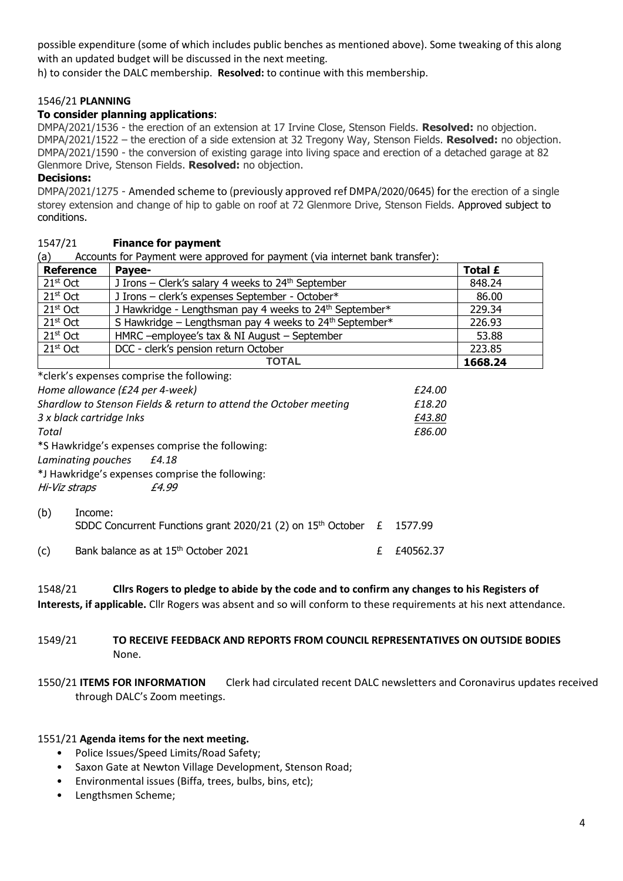possible expenditure (some of which includes public benches as mentioned above). Some tweaking of this along with an updated budget will be discussed in the next meeting.

h) to consider the DALC membership. **Resolved:** to continue with this membership.

1546/21 **PLANNING**

**To consider planning applications**:

DMPA/2021/1536 - the erection of an extension at 17 Irvine Close, Stenson Fields. **Resolved:** no objection.
DMPA/2021/1522 – the erection of a side extension at 32 Tregony Way, Stenson Fields. **Resolved:** no objection.
DMPA/2021/1590 - the conversion of existing garage into living space and erection of a detached garage at 82 Glenmore Drive, Stenson Fields. **Resolved:** no objection.

**Decisions:**

DMPA/2021/1275 - Amended scheme to (previously approved ref DMPA/2020/0645) for the erection of a single storey extension and change of hip to gable on roof at 72 Glenmore Drive, Stenson Fields. Approved subject to conditions.

1547/21 **Finance for payment**

(a) Accounts for Payment were approved for payment (via internet bank transfer):

| Reference | Payee- | Total £ |
|---|---|---|
| 21st Oct | J Irons – Clerk's salary 4 weeks to 24th September | 848.24 |
| 21st Oct | J Irons – clerk's expenses September - October* | 86.00 |
| 21st Oct | J Hawkridge - Lengthsman pay 4 weeks to 24th September* | 229.34 |
| 21st Oct | S Hawkridge – Lengthsman pay 4 weeks to 24th September* | 226.93 |
| 21st Oct | HMRC –employee's tax & NI August – September | 53.88 |
| 21st Oct | DCC - clerk's pension return October | 223.85 |
| | **TOTAL** | **1668.24** |

*clerk's expenses comprise the following:

| | |
|---|---|
| *Home allowance (£24 per 4-week)* | *£24.00* |
| *Shardlow to Stenson Fields & return to attend the October meeting* | *£18.20* |
| *3 x black cartridge Inks* | *£43.80* |
| *Total* | *£86.00* |

*S Hawkridge's expenses comprise the following:

*Laminating pouches £4.18*

*J Hawkridge's expenses comprise the following:

*Hi-Viz straps £4.99*

(b) Income:
SDDC Concurrent Functions grant 2020/21 (2) on 15th October £ 1577.99

(c) Bank balance as at 15th October 2021 £ £40562.37

1548/21 **Cllrs Rogers to pledge to abide by the code and to confirm any changes to his Registers of Interests, if applicable.** Cllr Rogers was absent and so will conform to these requirements at his next attendance.

1549/21 **TO RECEIVE FEEDBACK AND REPORTS FROM COUNCIL REPRESENTATIVES ON OUTSIDE BODIES**
None.

1550/21 **ITEMS FOR INFORMATION** Clerk had circulated recent DALC newsletters and Coronavirus updates received through DALC's Zoom meetings.

1551/21 **Agenda items for the next meeting.**

- Police Issues/Speed Limits/Road Safety;
- Saxon Gate at Newton Village Development, Stenson Road;
- Environmental issues (Biffa, trees, bulbs, bins, etc);
- Lengthsmen Scheme;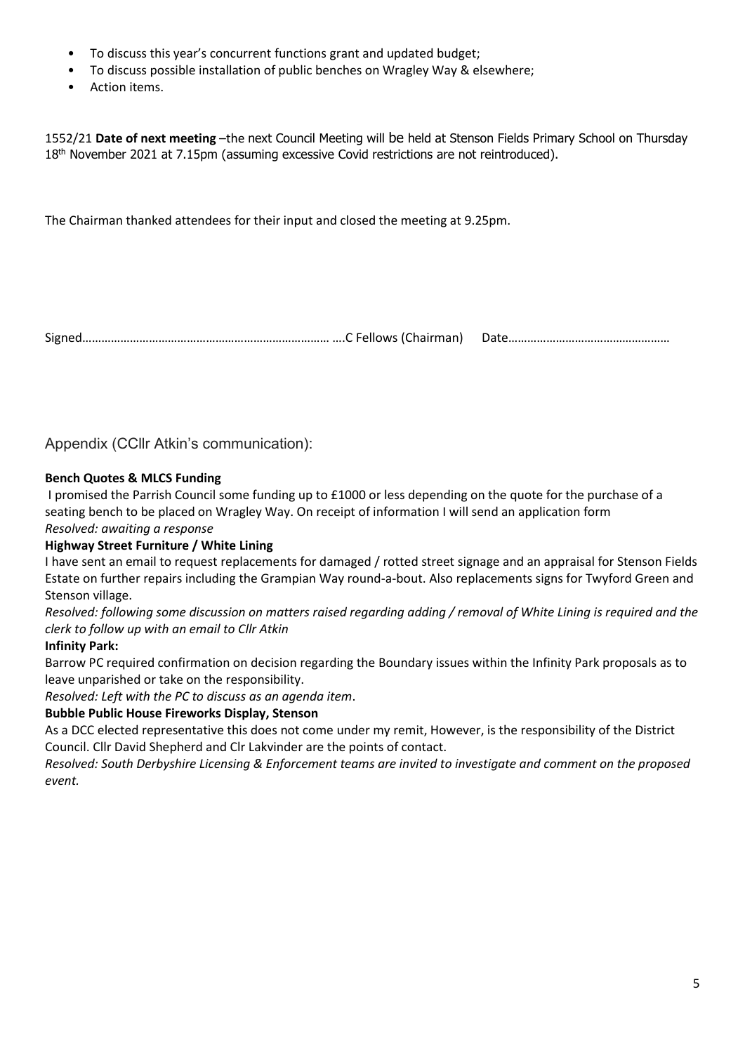- To discuss this year's concurrent functions grant and updated budget;
- To discuss possible installation of public benches on Wragley Way & elsewhere;
- Action items.

1552/21 **Date of next meeting** –the next Council Meeting will be held at Stenson Fields Primary School on Thursday 18th November 2021 at 7.15pm (assuming excessive Covid restrictions are not reintroduced).

The Chairman thanked attendees for their input and closed the meeting at 9.25pm.

Signed………………………………………………………………… ….C Fellows (Chairman)  Date……………………………………………

## Appendix (CCllr Atkin's communication):

**Bench Quotes & MLCS Funding**

I promised the Parrish Council some funding up to £1000 or less depending on the quote for the purchase of a seating bench to be placed on Wragley Way. On receipt of information I will send an application form

*Resolved: awaiting a response*

**Highway Street Furniture / White Lining**

I have sent an email to request replacements for damaged / rotted street signage and an appraisal for Stenson Fields Estate on further repairs including the Grampian Way round-a-bout. Also replacements signs for Twyford Green and Stenson village.

*Resolved: following some discussion on matters raised regarding adding / removal of White Lining is required and the clerk to follow up with an email to Cllr Atkin*

**Infinity Park:**

Barrow PC required confirmation on decision regarding the Boundary issues within the Infinity Park proposals as to leave unparished or take on the responsibility.

*Resolved: Left with the PC to discuss as an agenda item*.

**Bubble Public House Fireworks Display, Stenson**

As a DCC elected representative this does not come under my remit, However, is the responsibility of the District Council. Cllr David Shepherd and Clr Lakvinder are the points of contact.

*Resolved: South Derbyshire Licensing & Enforcement teams are invited to investigate and comment on the proposed event.*